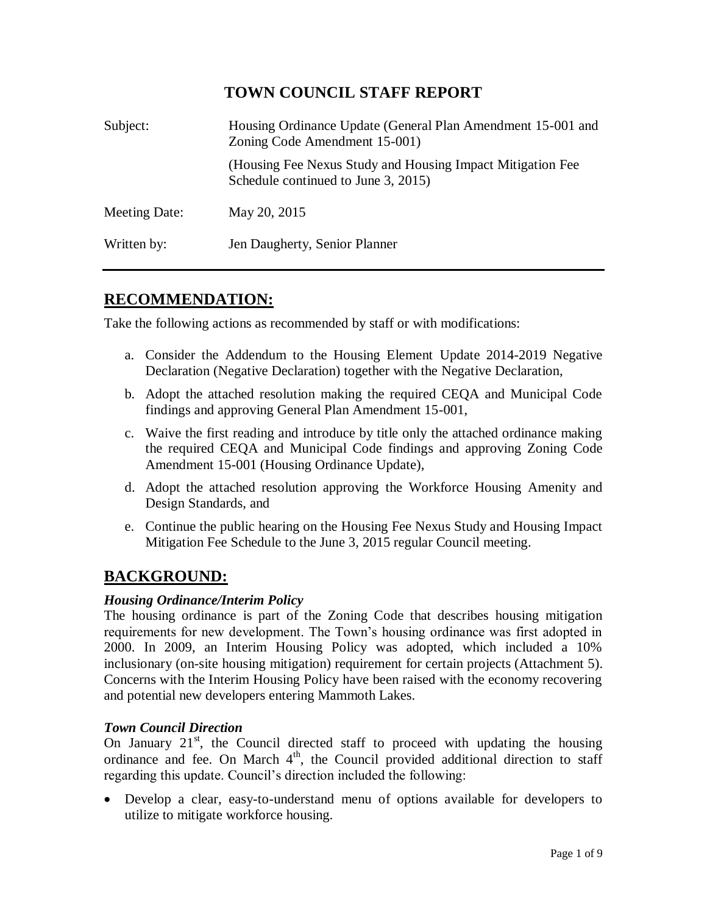# TOWN COUNCIL STAFF REPORT

| | |
|---|---|
| Subject: | Housing Ordinance Update (General Plan Amendment 15-001 and Zoning Code Amendment 15-001)<br><br>(Housing Fee Nexus Study and Housing Impact Mitigation Fee Schedule continued to June 3, 2015) |
| Meeting Date: | May 20, 2015 |
| Written by: | Jen Daugherty, Senior Planner |

---

## RECOMMENDATION:

Take the following actions as recommended by staff or with modifications:

a. Consider the Addendum to the Housing Element Update 2014-2019 Negative Declaration (Negative Declaration) together with the Negative Declaration,

b. Adopt the attached resolution making the required CEQA and Municipal Code findings and approving General Plan Amendment 15-001,

c. Waive the first reading and introduce by title only the attached ordinance making the required CEQA and Municipal Code findings and approving Zoning Code Amendment 15-001 (Housing Ordinance Update),

d. Adopt the attached resolution approving the Workforce Housing Amenity and Design Standards, and

e. Continue the public hearing on the Housing Fee Nexus Study and Housing Impact Mitigation Fee Schedule to the June 3, 2015 regular Council meeting.

## BACKGROUND:

***Housing Ordinance/Interim Policy***

The housing ordinance is part of the Zoning Code that describes housing mitigation requirements for new development. The Town's housing ordinance was first adopted in 2000. In 2009, an Interim Housing Policy was adopted, which included a 10% inclusionary (on-site housing mitigation) requirement for certain projects (Attachment 5). Concerns with the Interim Housing Policy have been raised with the economy recovering and potential new developers entering Mammoth Lakes.

***Town Council Direction***

On January 21st, the Council directed staff to proceed with updating the housing ordinance and fee. On March 4th, the Council provided additional direction to staff regarding this update. Council's direction included the following:

- Develop a clear, easy-to-understand menu of options available for developers to utilize to mitigate workforce housing.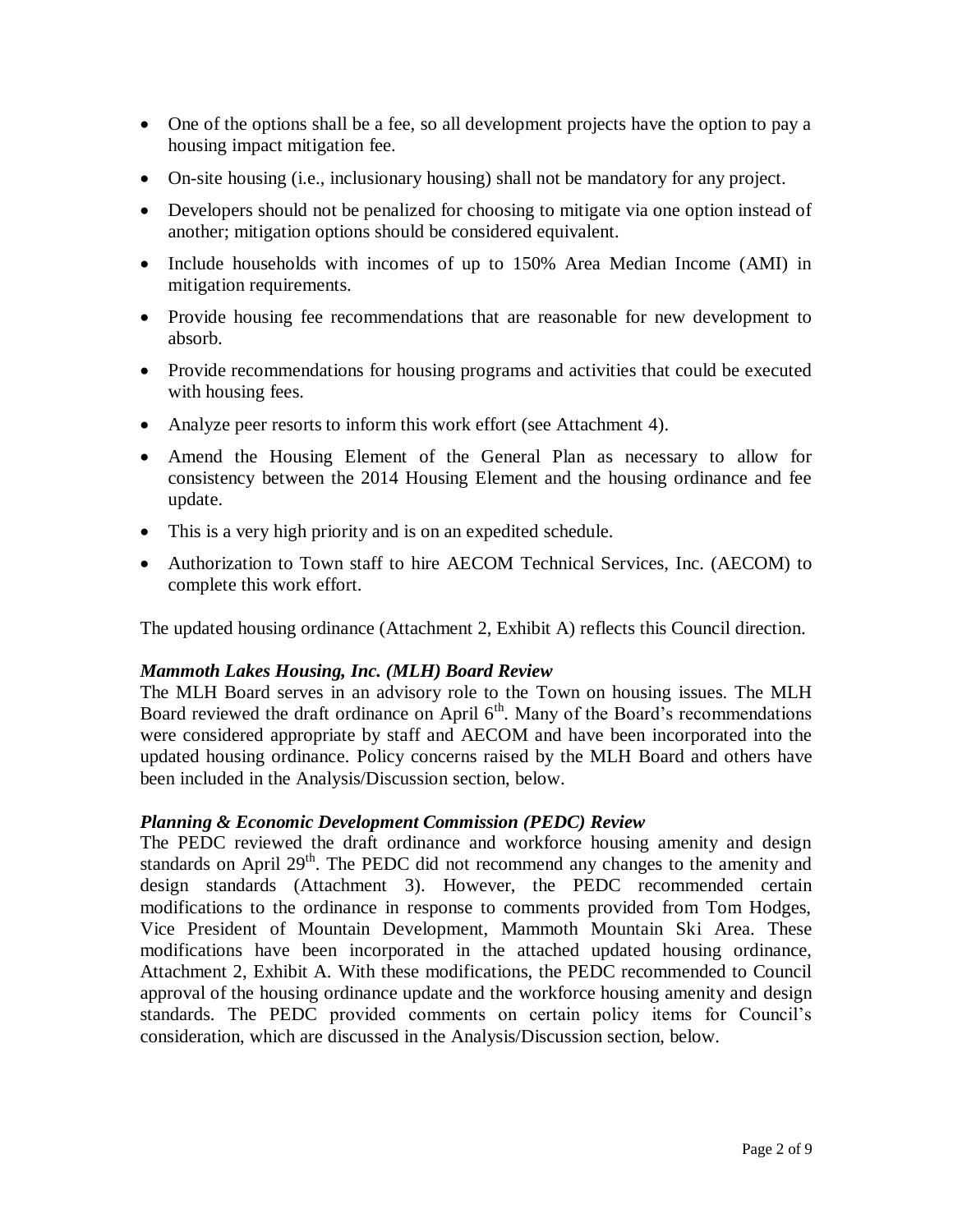- One of the options shall be a fee, so all development projects have the option to pay a housing impact mitigation fee.
- On-site housing (i.e., inclusionary housing) shall not be mandatory for any project.
- Developers should not be penalized for choosing to mitigate via one option instead of another; mitigation options should be considered equivalent.
- Include households with incomes of up to 150% Area Median Income (AMI) in mitigation requirements.
- Provide housing fee recommendations that are reasonable for new development to absorb.
- Provide recommendations for housing programs and activities that could be executed with housing fees.
- Analyze peer resorts to inform this work effort (see Attachment 4).
- Amend the Housing Element of the General Plan as necessary to allow for consistency between the 2014 Housing Element and the housing ordinance and fee update.
- This is a very high priority and is on an expedited schedule.
- Authorization to Town staff to hire AECOM Technical Services, Inc. (AECOM) to complete this work effort.

The updated housing ordinance (Attachment 2, Exhibit A) reflects this Council direction.

***Mammoth Lakes Housing, Inc. (MLH) Board Review***

The MLH Board serves in an advisory role to the Town on housing issues. The MLH Board reviewed the draft ordinance on April 6th. Many of the Board's recommendations were considered appropriate by staff and AECOM and have been incorporated into the updated housing ordinance. Policy concerns raised by the MLH Board and others have been included in the Analysis/Discussion section, below.

***Planning & Economic Development Commission (PEDC) Review***

The PEDC reviewed the draft ordinance and workforce housing amenity and design standards on April 29th. The PEDC did not recommend any changes to the amenity and design standards (Attachment 3). However, the PEDC recommended certain modifications to the ordinance in response to comments provided from Tom Hodges, Vice President of Mountain Development, Mammoth Mountain Ski Area. These modifications have been incorporated in the attached updated housing ordinance, Attachment 2, Exhibit A. With these modifications, the PEDC recommended to Council approval of the housing ordinance update and the workforce housing amenity and design standards. The PEDC provided comments on certain policy items for Council's consideration, which are discussed in the Analysis/Discussion section, below.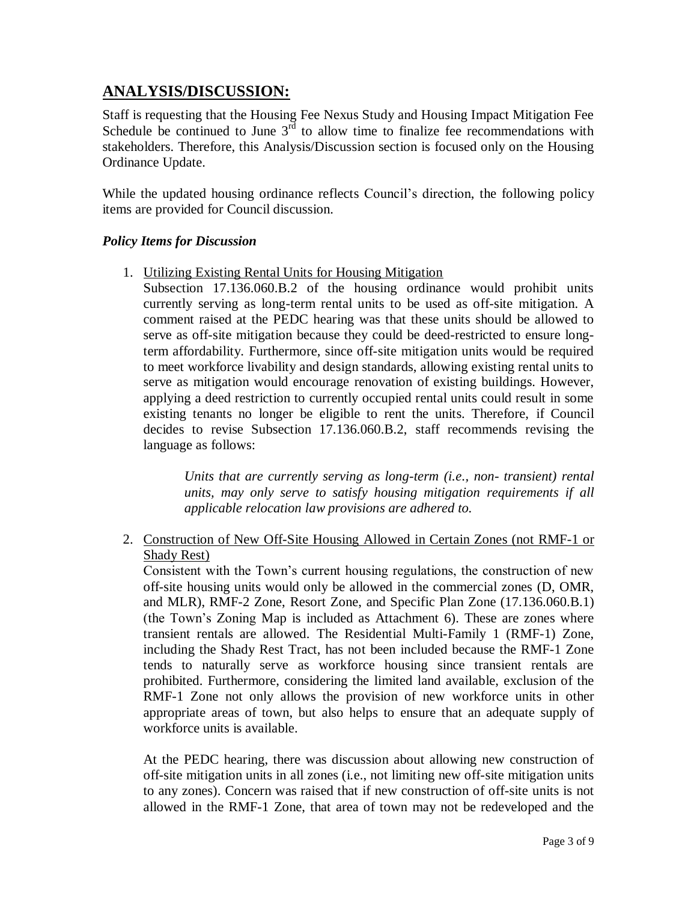## ANALYSIS/DISCUSSION:

Staff is requesting that the Housing Fee Nexus Study and Housing Impact Mitigation Fee Schedule be continued to June 3rd to allow time to finalize fee recommendations with stakeholders. Therefore, this Analysis/Discussion section is focused only on the Housing Ordinance Update.

While the updated housing ordinance reflects Council's direction, the following policy items are provided for Council discussion.

### *Policy Items for Discussion*

1. <u>Utilizing Existing Rental Units for Housing Mitigation</u>
   Subsection 17.136.060.B.2 of the housing ordinance would prohibit units currently serving as long-term rental units to be used as off-site mitigation. A comment raised at the PEDC hearing was that these units should be allowed to serve as off-site mitigation because they could be deed-restricted to ensure long-term affordability. Furthermore, since off-site mitigation units would be required to meet workforce livability and design standards, allowing existing rental units to serve as mitigation would encourage renovation of existing buildings. However, applying a deed restriction to currently occupied rental units could result in some existing tenants no longer be eligible to rent the units. Therefore, if Council decides to revise Subsection 17.136.060.B.2, staff recommends revising the language as follows:

   > *Units that are currently serving as long-term (i.e., non- transient) rental units, may only serve to satisfy housing mitigation requirements if all applicable relocation law provisions are adhered to.*

2. <u>Construction of New Off-Site Housing Allowed in Certain Zones (not RMF-1 or Shady Rest)</u>
   Consistent with the Town's current housing regulations, the construction of new off-site housing units would only be allowed in the commercial zones (D, OMR, and MLR), RMF-2 Zone, Resort Zone, and Specific Plan Zone (17.136.060.B.1) (the Town's Zoning Map is included as Attachment 6). These are zones where transient rentals are allowed. The Residential Multi-Family 1 (RMF-1) Zone, including the Shady Rest Tract, has not been included because the RMF-1 Zone tends to naturally serve as workforce housing since transient rentals are prohibited. Furthermore, considering the limited land available, exclusion of the RMF-1 Zone not only allows the provision of new workforce units in other appropriate areas of town, but also helps to ensure that an adequate supply of workforce units is available.

   At the PEDC hearing, there was discussion about allowing new construction of off-site mitigation units in all zones (i.e., not limiting new off-site mitigation units to any zones). Concern was raised that if new construction of off-site units is not allowed in the RMF-1 Zone, that area of town may not be redeveloped and the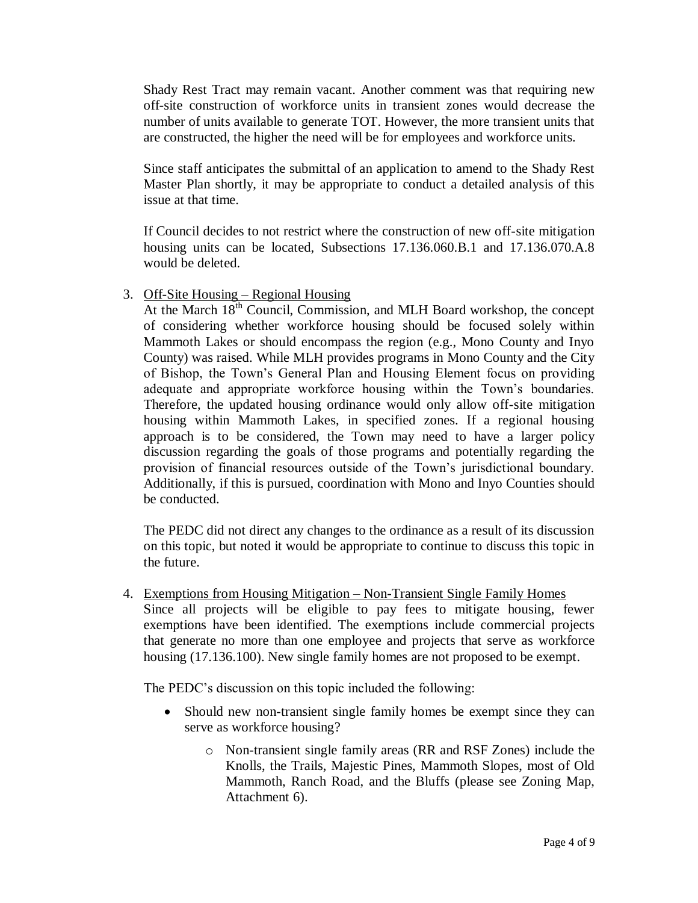Shady Rest Tract may remain vacant. Another comment was that requiring new off-site construction of workforce units in transient zones would decrease the number of units available to generate TOT. However, the more transient units that are constructed, the higher the need will be for employees and workforce units.

Since staff anticipates the submittal of an application to amend to the Shady Rest Master Plan shortly, it may be appropriate to conduct a detailed analysis of this issue at that time.

If Council decides to not restrict where the construction of new off-site mitigation housing units can be located, Subsections 17.136.060.B.1 and 17.136.070.A.8 would be deleted.

3. Off-Site Housing – Regional Housing

   At the March 18th Council, Commission, and MLH Board workshop, the concept of considering whether workforce housing should be focused solely within Mammoth Lakes or should encompass the region (e.g., Mono County and Inyo County) was raised. While MLH provides programs in Mono County and the City of Bishop, the Town's General Plan and Housing Element focus on providing adequate and appropriate workforce housing within the Town's boundaries. Therefore, the updated housing ordinance would only allow off-site mitigation housing within Mammoth Lakes, in specified zones. If a regional housing approach is to be considered, the Town may need to have a larger policy discussion regarding the goals of those programs and potentially regarding the provision of financial resources outside of the Town's jurisdictional boundary. Additionally, if this is pursued, coordination with Mono and Inyo Counties should be conducted.

   The PEDC did not direct any changes to the ordinance as a result of its discussion on this topic, but noted it would be appropriate to continue to discuss this topic in the future.

4. Exemptions from Housing Mitigation – Non-Transient Single Family Homes

   Since all projects will be eligible to pay fees to mitigate housing, fewer exemptions have been identified. The exemptions include commercial projects that generate no more than one employee and projects that serve as workforce housing (17.136.100). New single family homes are not proposed to be exempt.

   The PEDC's discussion on this topic included the following:

   - Should new non-transient single family homes be exempt since they can serve as workforce housing?
     - Non-transient single family areas (RR and RSF Zones) include the Knolls, the Trails, Majestic Pines, Mammoth Slopes, most of Old Mammoth, Ranch Road, and the Bluffs (please see Zoning Map, Attachment 6).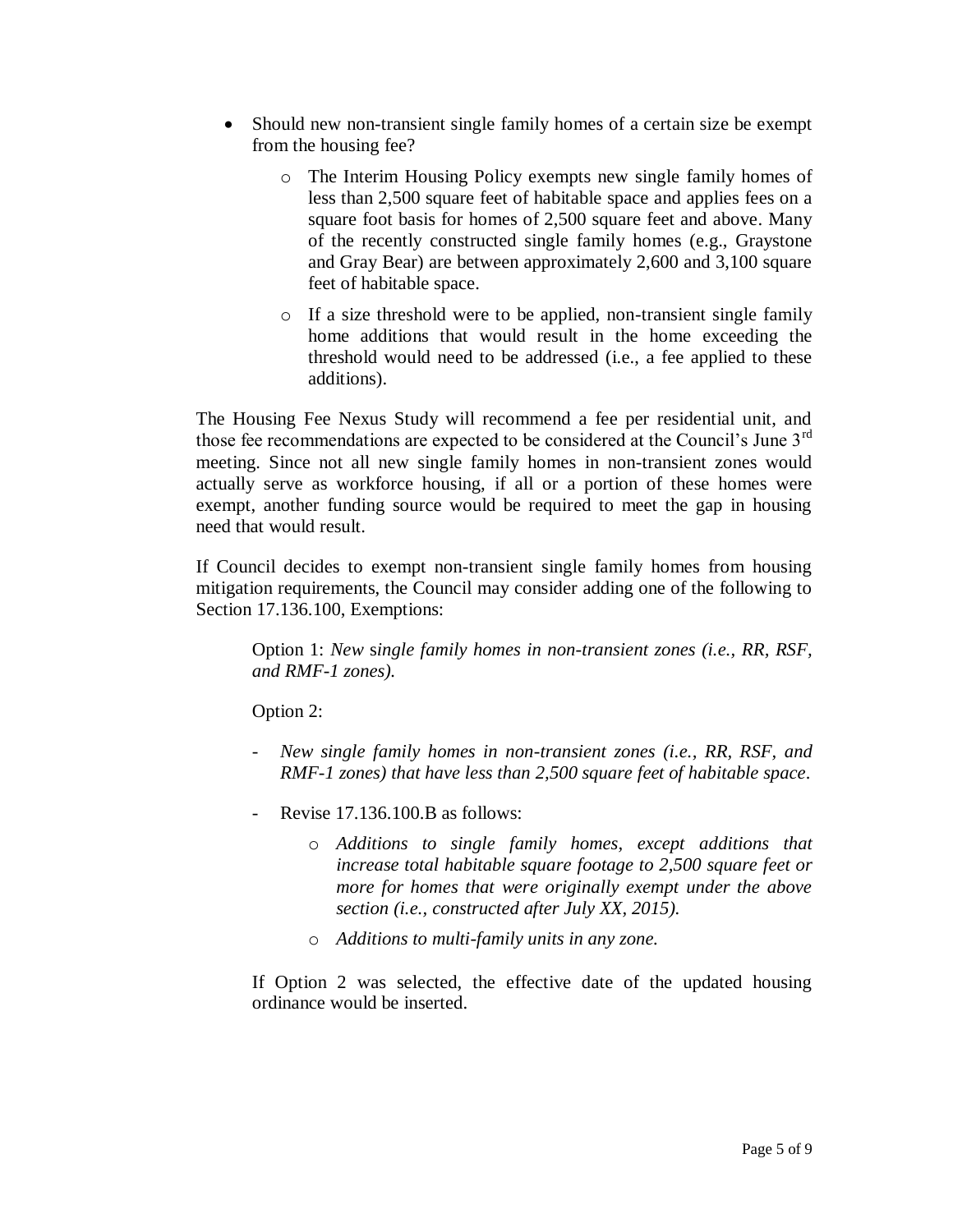- Should new non-transient single family homes of a certain size be exempt from the housing fee?
  - The Interim Housing Policy exempts new single family homes of less than 2,500 square feet of habitable space and applies fees on a square foot basis for homes of 2,500 square feet and above. Many of the recently constructed single family homes (e.g., Graystone and Gray Bear) are between approximately 2,600 and 3,100 square feet of habitable space.
  - If a size threshold were to be applied, non-transient single family home additions that would result in the home exceeding the threshold would need to be addressed (i.e., a fee applied to these additions).

The Housing Fee Nexus Study will recommend a fee per residential unit, and those fee recommendations are expected to be considered at the Council's June 3rd meeting. Since not all new single family homes in non-transient zones would actually serve as workforce housing, if all or a portion of these homes were exempt, another funding source would be required to meet the gap in housing need that would result.

If Council decides to exempt non-transient single family homes from housing mitigation requirements, the Council may consider adding one of the following to Section 17.136.100, Exemptions:

> Option 1: *New single family homes in non-transient zones (i.e., RR, RSF, and RMF-1 zones).*
>
> Option 2:
>
> - *New single family homes in non-transient zones (i.e., RR, RSF, and RMF-1 zones) that have less than 2,500 square feet of habitable space*.
> - Revise 17.136.100.B as follows:
>   - *Additions to single family homes, except additions that increase total habitable square footage to 2,500 square feet or more for homes that were originally exempt under the above section (i.e., constructed after July XX, 2015).*
>   - *Additions to multi-family units in any zone.*
>
> If Option 2 was selected, the effective date of the updated housing ordinance would be inserted.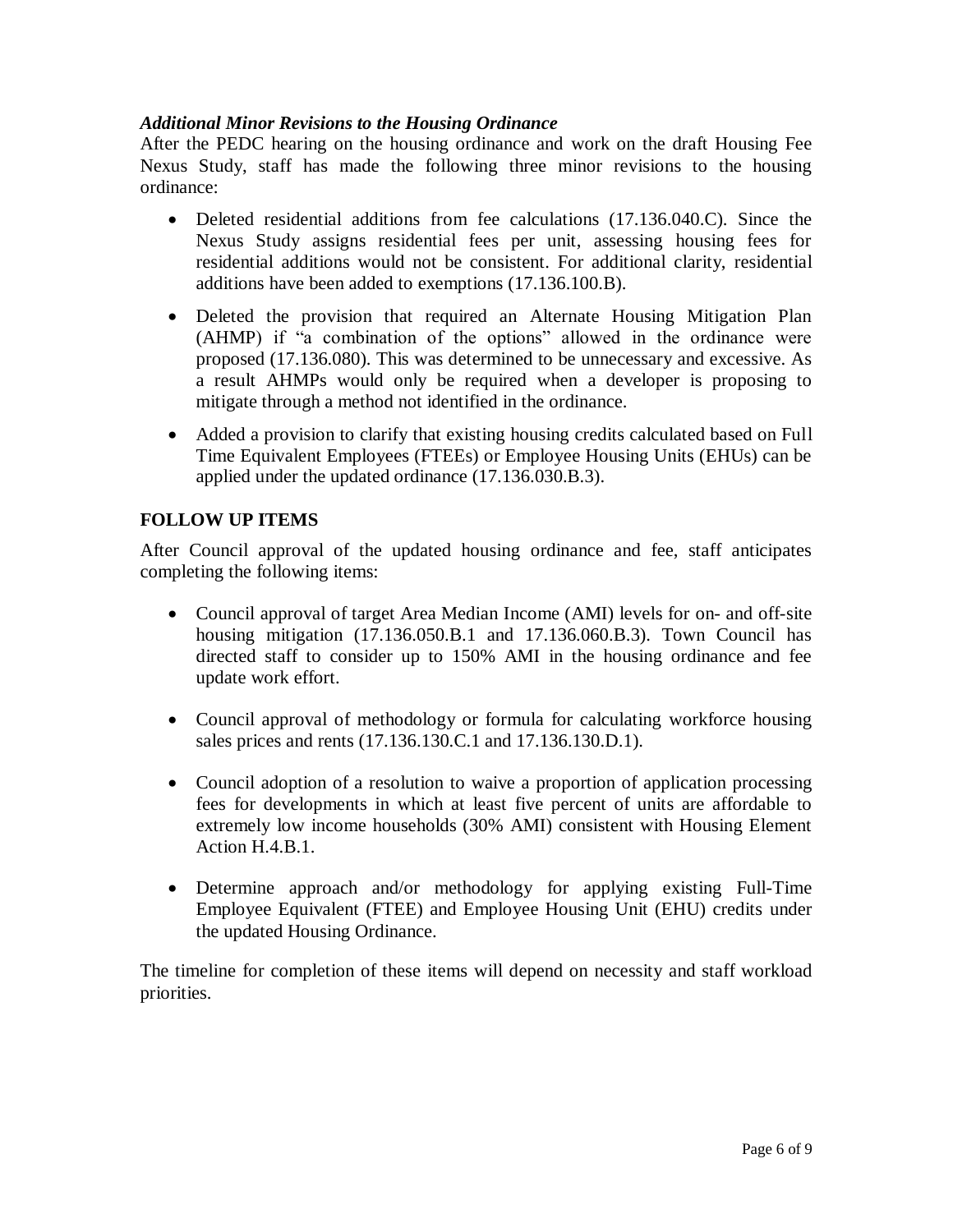### *Additional Minor Revisions to the Housing Ordinance*

After the PEDC hearing on the housing ordinance and work on the draft Housing Fee Nexus Study, staff has made the following three minor revisions to the housing ordinance:

- Deleted residential additions from fee calculations (17.136.040.C). Since the Nexus Study assigns residential fees per unit, assessing housing fees for residential additions would not be consistent. For additional clarity, residential additions have been added to exemptions (17.136.100.B).
- Deleted the provision that required an Alternate Housing Mitigation Plan (AHMP) if "a combination of the options" allowed in the ordinance were proposed (17.136.080). This was determined to be unnecessary and excessive. As a result AHMPs would only be required when a developer is proposing to mitigate through a method not identified in the ordinance.
- Added a provision to clarify that existing housing credits calculated based on Full Time Equivalent Employees (FTEEs) or Employee Housing Units (EHUs) can be applied under the updated ordinance (17.136.030.B.3).

## FOLLOW UP ITEMS

After Council approval of the updated housing ordinance and fee, staff anticipates completing the following items:

- Council approval of target Area Median Income (AMI) levels for on- and off-site housing mitigation (17.136.050.B.1 and 17.136.060.B.3). Town Council has directed staff to consider up to 150% AMI in the housing ordinance and fee update work effort.
- Council approval of methodology or formula for calculating workforce housing sales prices and rents (17.136.130.C.1 and 17.136.130.D.1).
- Council adoption of a resolution to waive a proportion of application processing fees for developments in which at least five percent of units are affordable to extremely low income households (30% AMI) consistent with Housing Element Action H.4.B.1.
- Determine approach and/or methodology for applying existing Full-Time Employee Equivalent (FTEE) and Employee Housing Unit (EHU) credits under the updated Housing Ordinance.

The timeline for completion of these items will depend on necessity and staff workload priorities.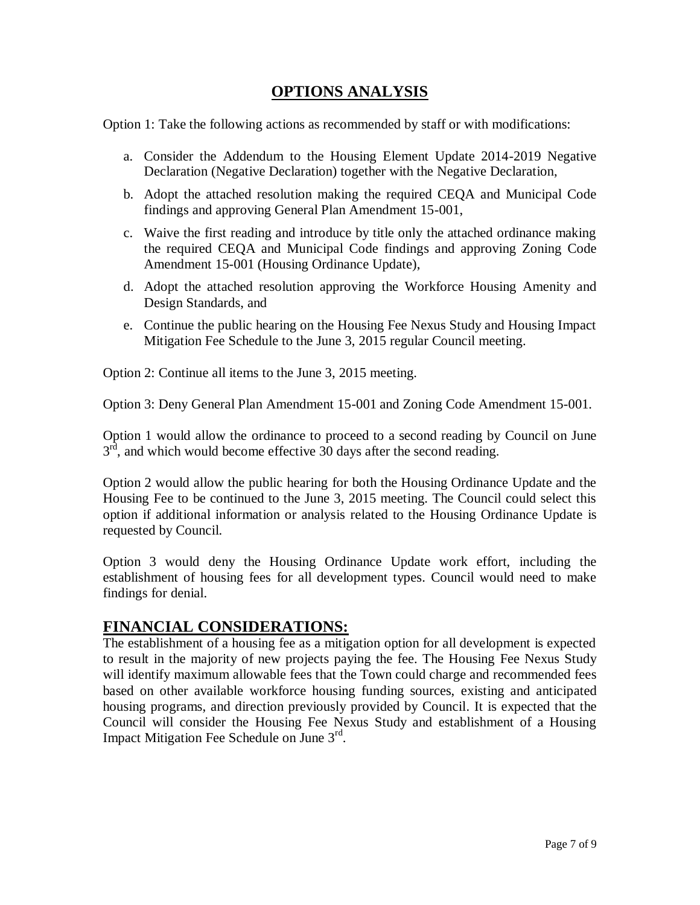## OPTIONS ANALYSIS

Option 1: Take the following actions as recommended by staff or with modifications:

a. Consider the Addendum to the Housing Element Update 2014-2019 Negative Declaration (Negative Declaration) together with the Negative Declaration,

b. Adopt the attached resolution making the required CEQA and Municipal Code findings and approving General Plan Amendment 15-001,

c. Waive the first reading and introduce by title only the attached ordinance making the required CEQA and Municipal Code findings and approving Zoning Code Amendment 15-001 (Housing Ordinance Update),

d. Adopt the attached resolution approving the Workforce Housing Amenity and Design Standards, and

e. Continue the public hearing on the Housing Fee Nexus Study and Housing Impact Mitigation Fee Schedule to the June 3, 2015 regular Council meeting.

Option 2: Continue all items to the June 3, 2015 meeting.

Option 3: Deny General Plan Amendment 15-001 and Zoning Code Amendment 15-001.

Option 1 would allow the ordinance to proceed to a second reading by Council on June 3rd, and which would become effective 30 days after the second reading.

Option 2 would allow the public hearing for both the Housing Ordinance Update and the Housing Fee to be continued to the June 3, 2015 meeting. The Council could select this option if additional information or analysis related to the Housing Ordinance Update is requested by Council.

Option 3 would deny the Housing Ordinance Update work effort, including the establishment of housing fees for all development types. Council would need to make findings for denial.

## FINANCIAL CONSIDERATIONS:

The establishment of a housing fee as a mitigation option for all development is expected to result in the majority of new projects paying the fee. The Housing Fee Nexus Study will identify maximum allowable fees that the Town could charge and recommended fees based on other available workforce housing funding sources, existing and anticipated housing programs, and direction previously provided by Council. It is expected that the Council will consider the Housing Fee Nexus Study and establishment of a Housing Impact Mitigation Fee Schedule on June 3rd.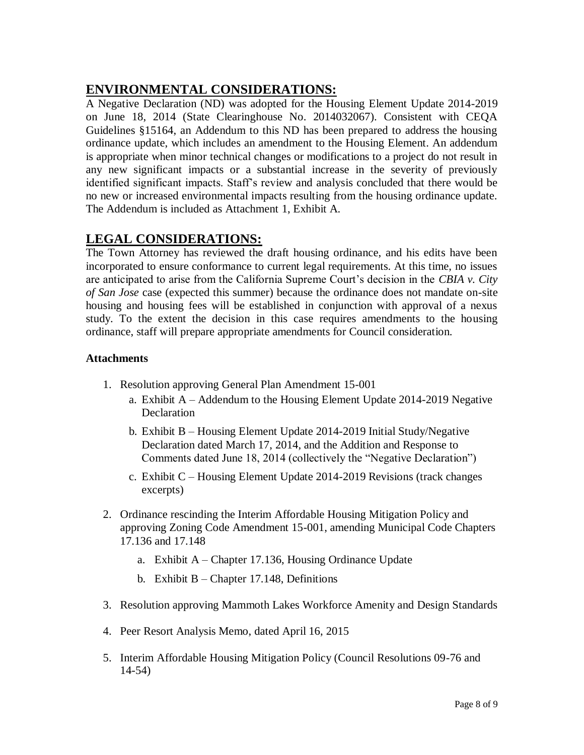## ENVIRONMENTAL CONSIDERATIONS:

A Negative Declaration (ND) was adopted for the Housing Element Update 2014-2019 on June 18, 2014 (State Clearinghouse No. 2014032067). Consistent with CEQA Guidelines §15164, an Addendum to this ND has been prepared to address the housing ordinance update, which includes an amendment to the Housing Element. An addendum is appropriate when minor technical changes or modifications to a project do not result in any new significant impacts or a substantial increase in the severity of previously identified significant impacts. Staff's review and analysis concluded that there would be no new or increased environmental impacts resulting from the housing ordinance update. The Addendum is included as Attachment 1, Exhibit A.

## LEGAL CONSIDERATIONS:

The Town Attorney has reviewed the draft housing ordinance, and his edits have been incorporated to ensure conformance to current legal requirements. At this time, no issues are anticipated to arise from the California Supreme Court's decision in the *CBIA v. City of San Jose* case (expected this summer) because the ordinance does not mandate on-site housing and housing fees will be established in conjunction with approval of a nexus study. To the extent the decision in this case requires amendments to the housing ordinance, staff will prepare appropriate amendments for Council consideration.

**Attachments**

1. Resolution approving General Plan Amendment 15-001
   a. Exhibit A – Addendum to the Housing Element Update 2014-2019 Negative Declaration
   b. Exhibit B – Housing Element Update 2014-2019 Initial Study/Negative Declaration dated March 17, 2014, and the Addition and Response to Comments dated June 18, 2014 (collectively the "Negative Declaration")
   c. Exhibit C – Housing Element Update 2014-2019 Revisions (track changes excerpts)
2. Ordinance rescinding the Interim Affordable Housing Mitigation Policy and approving Zoning Code Amendment 15-001, amending Municipal Code Chapters 17.136 and 17.148
   a. Exhibit A – Chapter 17.136, Housing Ordinance Update
   b. Exhibit B – Chapter 17.148, Definitions
3. Resolution approving Mammoth Lakes Workforce Amenity and Design Standards
4. Peer Resort Analysis Memo, dated April 16, 2015
5. Interim Affordable Housing Mitigation Policy (Council Resolutions 09-76 and 14-54)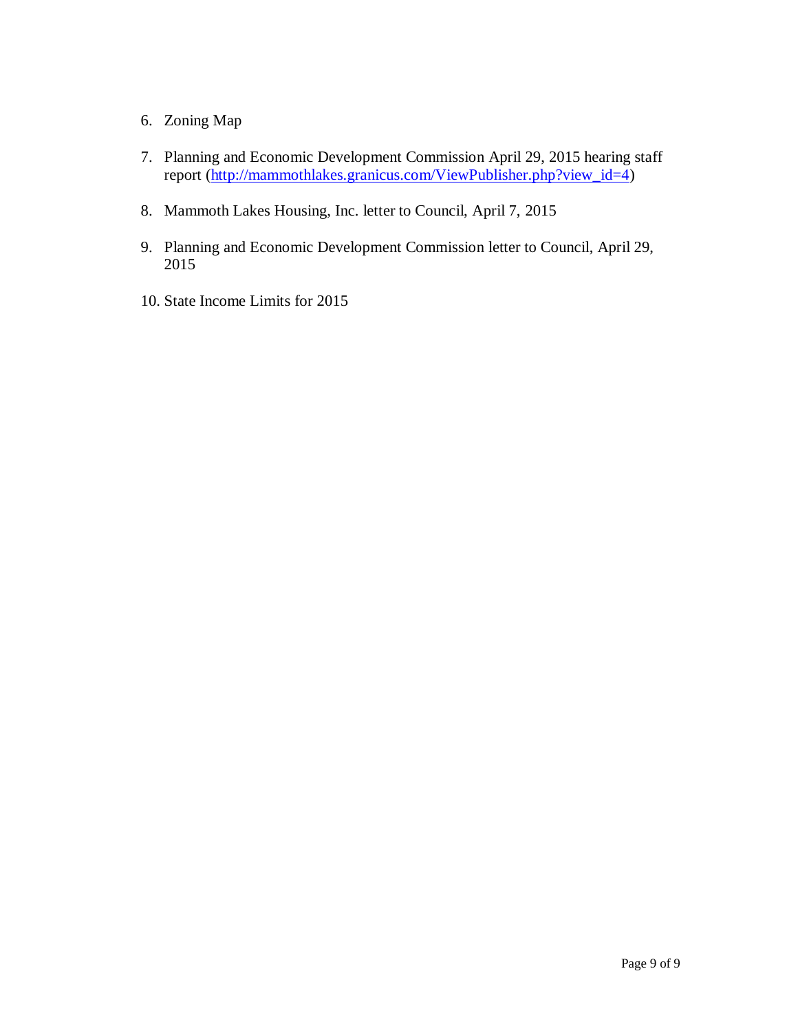6. Zoning Map

7. Planning and Economic Development Commission April 29, 2015 hearing staff report (http://mammothlakes.granicus.com/ViewPublisher.php?view_id=4)

8. Mammoth Lakes Housing, Inc. letter to Council, April 7, 2015

9. Planning and Economic Development Commission letter to Council, April 29, 2015

10. State Income Limits for 2015